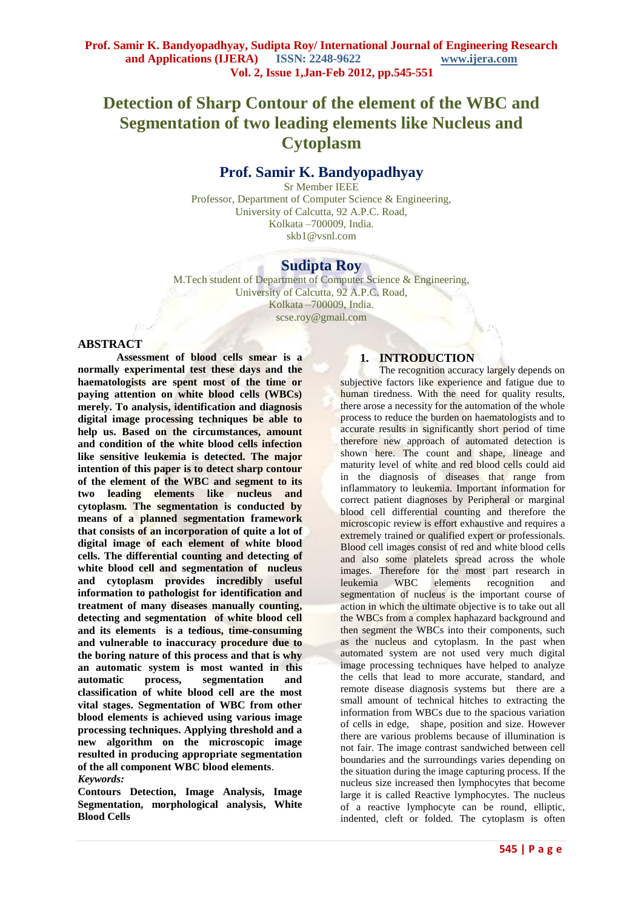# Detection of Sharp Contour of the element of the WBC and Segmentation of two leading elements like Nucleus and Cytoplasm

## Prof. Samir K. Bandyopadhyay

Sr Member IEEE
Professor, Department of Computer Science & Engineering,
University of Calcutta, 92 A.P.C. Road,
Kolkata –700009, India.
skb1@vsnl.com

## Sudipta Roy

M.Tech student of Department of Computer Science & Engineering,
University of Calcutta, 92 A.P.C. Road,
Kolkata –700009, India.
scse.roy@gmail.com

### ABSTRACT

**Assessment of blood cells smear is a normally experimental test these days and the haematologists are spent most of the time or paying attention on white blood cells (WBCs) merely. To analysis, identification and diagnosis digital image processing techniques be able to help us. Based on the circumstances, amount and condition of the white blood cells infection like sensitive leukemia is detected. The major intention of this paper is to detect sharp contour of the element of the WBC and segment to its two leading elements like nucleus and cytoplasm. The segmentation is conducted by means of a planned segmentation framework that consists of an incorporation of quite a lot of digital image of each element of white blood cells. The differential counting and detecting of white blood cell and segmentation of nucleus and cytoplasm provides incredibly useful information to pathologist for identification and treatment of many diseases manually counting, detecting and segmentation of white blood cell and its elements is a tedious, time-consuming and vulnerable to inaccuracy procedure due to the boring nature of this process and that is why an automatic system is most wanted in this automatic process, segmentation and classification of white blood cell are the most vital stages. Segmentation of WBC from other blood elements is achieved using various image processing techniques. Applying threshold and a new algorithm on the microscopic image resulted in producing appropriate segmentation of the all component WBC blood elements**.

***Keywords:***

**Contours Detection, Image Analysis, Image Segmentation, morphological analysis, White Blood Cells**

### 1. INTRODUCTION

The recognition accuracy largely depends on subjective factors like experience and fatigue due to human tiredness. With the need for quality results, there arose a necessity for the automation of the whole process to reduce the burden on haematologists and to accurate results in significantly short period of time therefore new approach of automated detection is shown here. The count and shape, lineage and maturity level of white and red blood cells could aid in the diagnosis of diseases that range from inflammatory to leukemia. Important information for correct patient diagnoses by Peripheral or marginal blood cell differential counting and therefore the microscopic review is effort exhaustive and requires a extremely trained or qualified expert or professionals. Blood cell images consist of red and white blood cells and also some platelets spread across the whole images. Therefore for the most part research in leukemia WBC elements recognition and segmentation of nucleus is the important course of action in which the ultimate objective is to take out all the WBCs from a complex haphazard background and then segment the WBCs into their components, such as the nucleus and cytoplasm. In the past when automated system are not used very much digital image processing techniques have helped to analyze the cells that lead to more accurate, standard, and remote disease diagnosis systems but there are a small amount of technical hitches to extracting the information from WBCs due to the spacious variation of cells in edge, shape, position and size. However there are various problems because of illumination is not fair. The image contrast sandwiched between cell boundaries and the surroundings varies depending on the situation during the image capturing process. If the nucleus size increased then lymphocytes that become large it is called Reactive lymphocytes. The nucleus of a reactive lymphocyte can be round, elliptic, indented, cleft or folded. The cytoplasm is often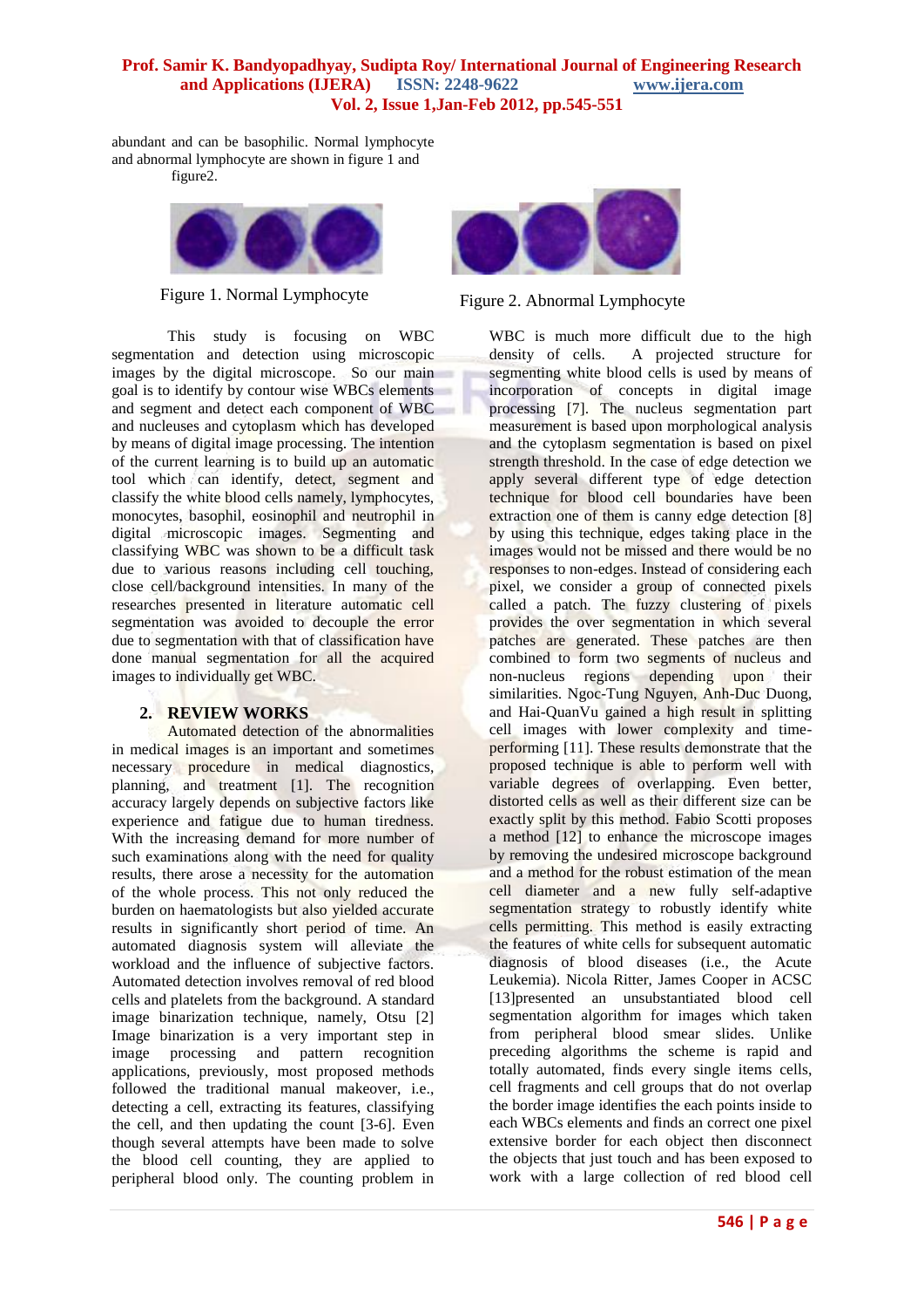abundant and can be basophilic. Normal lymphocyte and abnormal lymphocyte are shown in figure 1 and figure2.

Figure 1. Normal Lymphocyte

Figure 2. Abnormal Lymphocyte

This study is focusing on WBC segmentation and detection using microscopic images by the digital microscope. So our main goal is to identify by contour wise WBCs elements and segment and detect each component of WBC and nucleuses and cytoplasm which has developed by means of digital image processing. The intention of the current learning is to build up an automatic tool which can identify, detect, segment and classify the white blood cells namely, lymphocytes, monocytes, basophil, eosinophil and neutrophil in digital microscopic images. Segmenting and classifying WBC was shown to be a difficult task due to various reasons including cell touching, close cell/background intensities. In many of the researches presented in literature automatic cell segmentation was avoided to decouple the error due to segmentation with that of classification have done manual segmentation for all the acquired images to individually get WBC.

## 2. REVIEW WORKS

Automated detection of the abnormalities in medical images is an important and sometimes necessary procedure in medical diagnostics, planning, and treatment [1]. The recognition accuracy largely depends on subjective factors like experience and fatigue due to human tiredness. With the increasing demand for more number of such examinations along with the need for quality results, there arose a necessity for the automation of the whole process. This not only reduced the burden on haematologists but also yielded accurate results in significantly short period of time. An automated diagnosis system will alleviate the workload and the influence of subjective factors. Automated detection involves removal of red blood cells and platelets from the background. A standard image binarization technique, namely, Otsu [2] Image binarization is a very important step in image processing and pattern recognition applications, previously, most proposed methods followed the traditional manual makeover, i.e., detecting a cell, extracting its features, classifying the cell, and then updating the count [3-6]. Even though several attempts have been made to solve the blood cell counting, they are applied to peripheral blood only. The counting problem in WBC is much more difficult due to the high density of cells. A projected structure for segmenting white blood cells is used by means of incorporation of concepts in digital image processing [7]. The nucleus segmentation part measurement is based upon morphological analysis and the cytoplasm segmentation is based on pixel strength threshold. In the case of edge detection we apply several different type of edge detection technique for blood cell boundaries have been extraction one of them is canny edge detection [8] by using this technique, edges taking place in the images would not be missed and there would be no responses to non-edges. Instead of considering each pixel, we consider a group of connected pixels called a patch. The fuzzy clustering of pixels provides the over segmentation in which several patches are generated. These patches are then combined to form two segments of nucleus and non-nucleus regions depending upon their similarities. Ngoc-Tung Nguyen, Anh-Duc Duong, and Hai-QuanVu gained a high result in splitting cell images with lower complexity and time-performing [11]. These results demonstrate that the proposed technique is able to perform well with variable degrees of overlapping. Even better, distorted cells as well as their different size can be exactly split by this method. Fabio Scotti proposes a method [12] to enhance the microscope images by removing the undesired microscope background and a method for the robust estimation of the mean cell diameter and a new fully self-adaptive segmentation strategy to robustly identify white cells permitting. This method is easily extracting the features of white cells for subsequent automatic diagnosis of blood diseases (i.e., the Acute Leukemia). Nicola Ritter, James Cooper in ACSC [13]presented an unsubstantiated blood cell segmentation algorithm for images which taken from peripheral blood smear slides. Unlike preceding algorithms the scheme is rapid and totally automated, finds every single items cells, cell fragments and cell groups that do not overlap the border image identifies the each points inside to each WBCs elements and finds an correct one pixel extensive border for each object then disconnect the objects that just touch and has been exposed to work with a large collection of red blood cell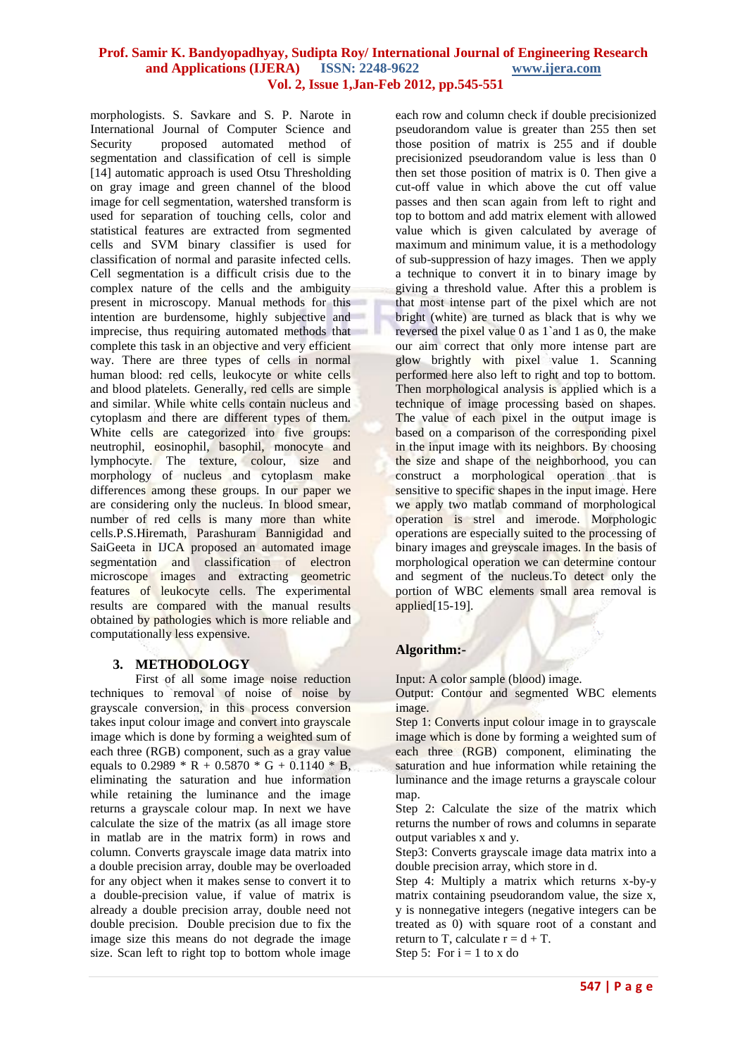morphologists. S. Savkare and S. P. Narote in International Journal of Computer Science and Security proposed automated method of segmentation and classification of cell is simple [14] automatic approach is used Otsu Thresholding on gray image and green channel of the blood image for cell segmentation, watershed transform is used for separation of touching cells, color and statistical features are extracted from segmented cells and SVM binary classifier is used for classification of normal and parasite infected cells. Cell segmentation is a difficult crisis due to the complex nature of the cells and the ambiguity present in microscopy. Manual methods for this intention are burdensome, highly subjective and imprecise, thus requiring automated methods that complete this task in an objective and very efficient way. There are three types of cells in normal human blood: red cells, leukocyte or white cells and blood platelets. Generally, red cells are simple and similar. While white cells contain nucleus and cytoplasm and there are different types of them. White cells are categorized into five groups: neutrophil, eosinophil, basophil, monocyte and lymphocyte. The texture, colour, size and morphology of nucleus and cytoplasm make differences among these groups. In our paper we are considering only the nucleus. In blood smear, number of red cells is many more than white cells.P.S.Hiremath, Parashuram Bannigidad and SaiGeeta in IJCA proposed an automated image segmentation and classification of electron microscope images and extracting geometric features of leukocyte cells. The experimental results are compared with the manual results obtained by pathologies which is more reliable and computationally less expensive.

## 3. METHODOLOGY

First of all some image noise reduction techniques to removal of noise by grayscale conversion, in this process conversion takes input colour image and convert into grayscale image which is done by forming a weighted sum of each three (RGB) component, such as a gray value equals to 0.2989 * R + 0.5870 * G + 0.1140 * B, eliminating the saturation and hue information while retaining the luminance and the image returns a grayscale colour map. In next we have calculate the size of the matrix (as all image store in matlab are in the matrix form) in rows and column. Converts grayscale image data matrix into a double precision array, double may be overloaded for any object when it makes sense to convert it to a double-precision value, if value of matrix is already a double precision array, double need not double precision. Double precision due to fix the image size this means do not degrade the image size. Scan left to right top to bottom whole image each row and column check if double precisionized pseudorandom value is greater than 255 then set those position of matrix is 255 and if double precisionized pseudorandom value is less than 0 then set those position of matrix is 0. Then give a cut-off value in which above the cut off value passes and then scan again from left to right and top to bottom and add matrix element with allowed value which is given calculated by average of maximum and minimum value, it is a methodology of sub-suppression of hazy images. Then we apply a technique to convert it in to binary image by giving a threshold value. After this a problem is that most intense part of the pixel which are not bright (white) are turned as black that is why we reversed the pixel value 0 as 1`and 1 as 0, the make our aim correct that only more intense part are glow brightly with pixel value 1. Scanning performed here also left to right and top to bottom. Then morphological analysis is applied which is a technique of image processing based on shapes. The value of each pixel in the output image is based on a comparison of the corresponding pixel in the input image with its neighbors. By choosing the size and shape of the neighborhood, you can construct a morphological operation that is sensitive to specific shapes in the input image. Here we apply two matlab command of morphological operation is strel and imerode. Morphologic operations are especially suited to the processing of binary images and greyscale images. In the basis of morphological operation we can determine contour and segment of the nucleus.To detect only the portion of WBC elements small area removal is applied[15-19].

### Algorithm:-

Input: A color sample (blood) image.
Output: Contour and segmented WBC elements image.

Step 1: Converts input colour image in to grayscale image which is done by forming a weighted sum of each three (RGB) component, eliminating the saturation and hue information while retaining the luminance and the image returns a grayscale colour map.

Step 2: Calculate the size of the matrix which returns the number of rows and columns in separate output variables x and y.

Step3: Converts grayscale image data matrix into a double precision array, which store in d.

Step 4: Multiply a matrix which returns x-by-y matrix containing pseudorandom value, the size x, y is nonnegative integers (negative integers can be treated as 0) with square root of a constant and return to T, calculate r = d + T.

Step 5: For i = 1 to x do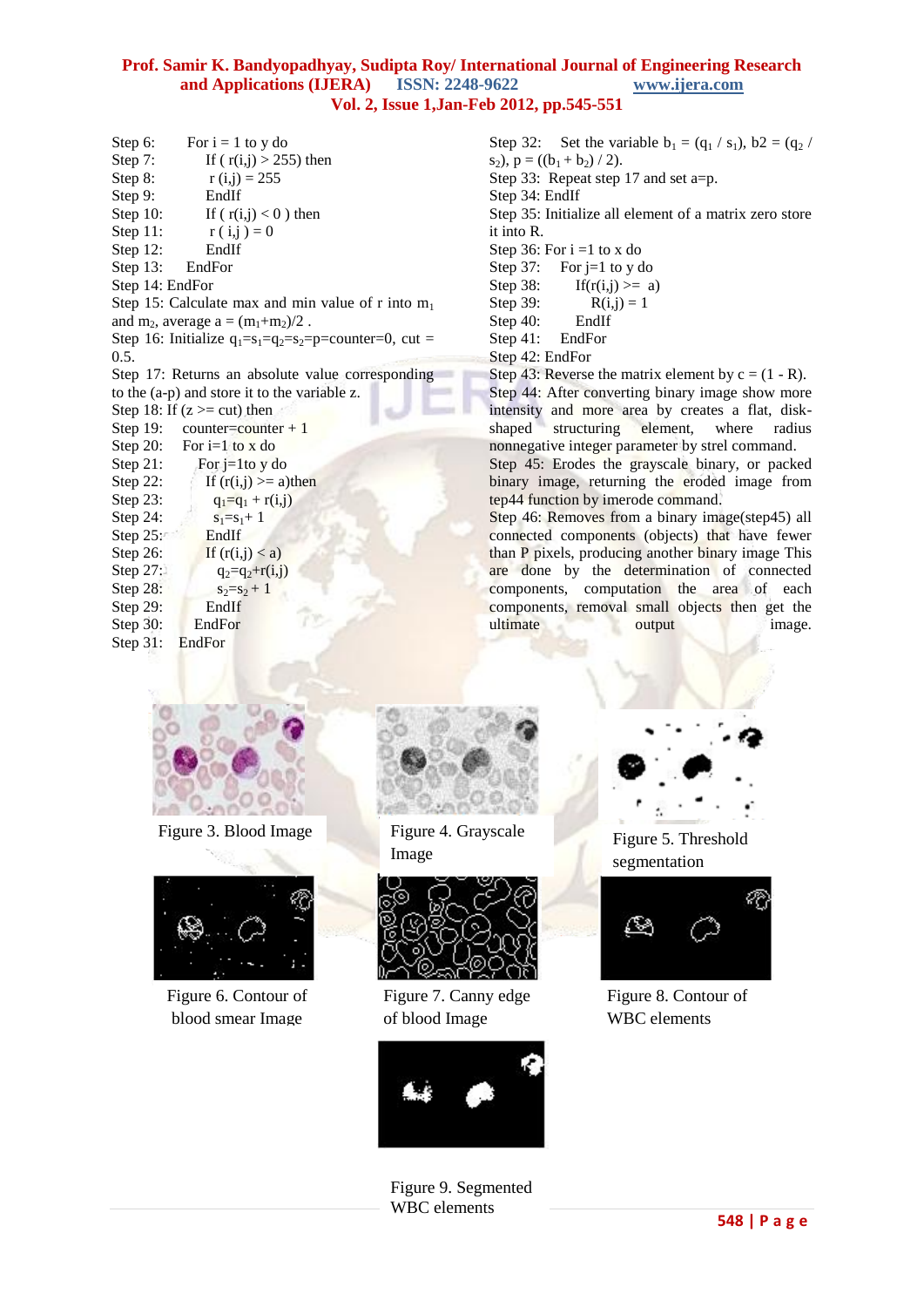Step 6: For i = 1 to y do
Step 7: If ( r(i,j) > 255) then
Step 8: r (i,j) = 255
Step 9: EndIf
Step 10: If ( r(i,j) < 0 ) then
Step 11: r ( i,j ) = 0
Step 12: EndIf
Step 13: EndFor
Step 14: EndFor
Step 15: Calculate max and min value of r into $m_1$ and $m_2$, average $a = (m_1+m_2)/2$ .
Step 16: Initialize $q_1=s_1=q_2=s_2=p=counter=0$, cut = 0.5.
Step 17: Returns an absolute value corresponding to the (a-p) and store it to the variable z.
Step 18: If (z >= cut) then
Step 19: counter=counter + 1
Step 20: For i=1 to x do
Step 21: For j=1to y do
Step 22: If (r(i,j) >= a)then
Step 23: $q_1=q_1 + r(i,j)$
Step 24: $s_1=s_1+ 1$
Step 25: EndIf
Step 26: If (r(i,j) < a)
Step 27: $q_2=q_2+r(i,j)$
Step 28: $s_2=s_2 + 1$
Step 29: EndIf
Step 30: EndFor
Step 31: EndFor
Step 32: Set the variable $b_1 = (q_1 / s_1)$, $b2 = (q_2 / s_2)$, $p = ((b_1 + b_2) / 2)$.
Step 33: Repeat step 17 and set a=p.
Step 34: EndIf
Step 35: Initialize all element of a matrix zero store it into R.
Step 36: For i =1 to x do
Step 37: For j=1 to y do
Step 38: If(r(i,j) >= a)
Step 39: R(i,j) = 1
Step 40: EndIf
Step 41: EndFor
Step 42: EndFor
Step 43: Reverse the matrix element by c = (1 - R).
Step 44: After converting binary image show more intensity and more area by creates a flat, disk-shaped structuring element, where radius nonnegative integer parameter by strel command.
Step 45: Erodes the grayscale binary, or packed binary image, returning the eroded image from tep44 function by imerode command.
Step 46: Removes from a binary image(step45) all connected components (objects) that have fewer than P pixels, producing another binary image This are done by the determination of connected components, computation the area of each components, removal small objects then get the ultimate output image.

Figure 3. Blood Image

Figure 4. Grayscale Image

Figure 5. Threshold segmentation

Figure 6. Contour of blood smear Image

Figure 7. Canny edge of blood Image

Figure 8. Contour of WBC elements

Figure 9. Segmented WBC elements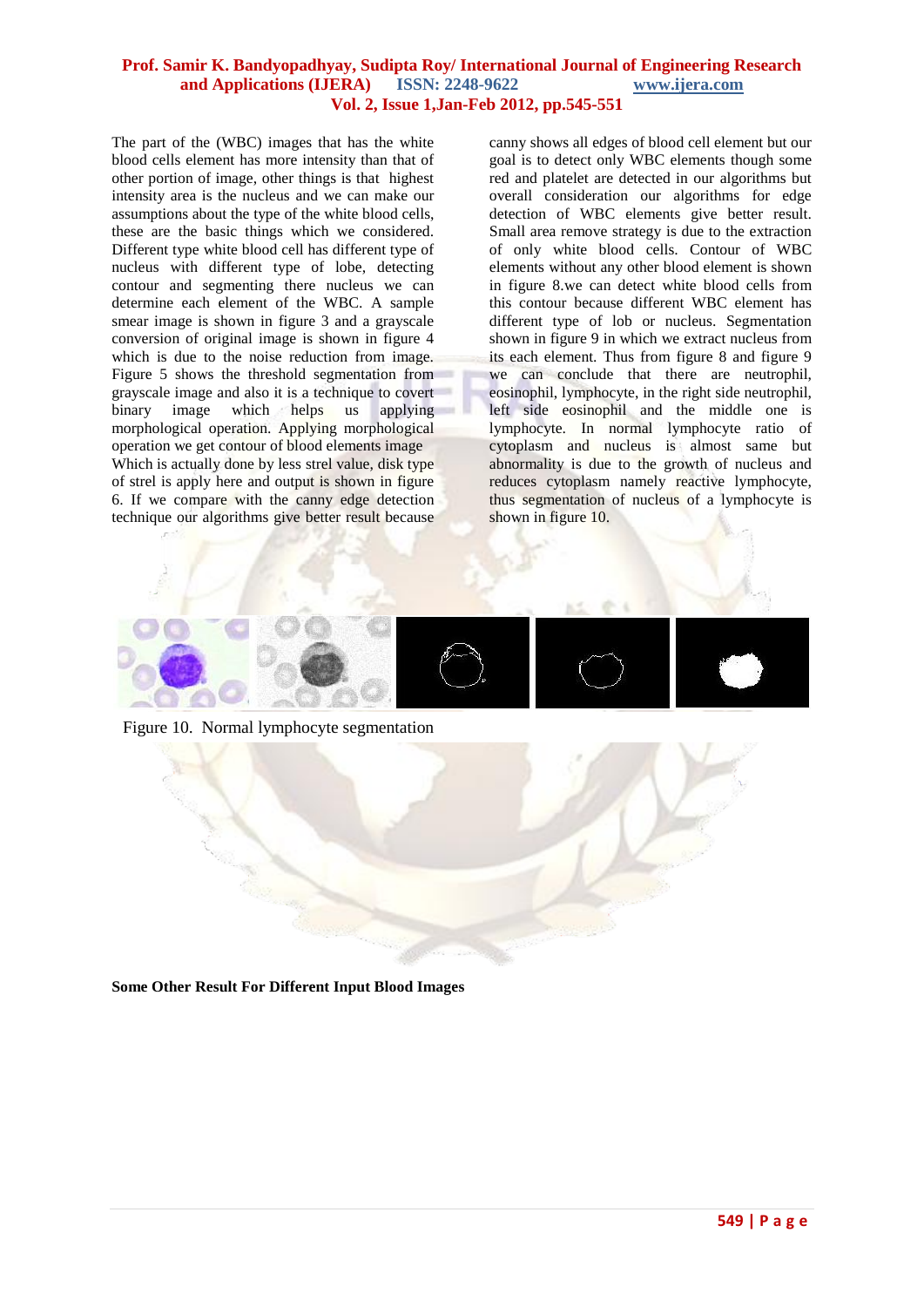The part of the (WBC) images that has the white blood cells element has more intensity than that of other portion of image, other things is that highest intensity area is the nucleus and we can make our assumptions about the type of the white blood cells, these are the basic things which we considered. Different type white blood cell has different type of nucleus with different type of lobe, detecting contour and segmenting there nucleus we can determine each element of the WBC. A sample smear image is shown in figure 3 and a grayscale conversion of original image is shown in figure 4 which is due to the noise reduction from image. Figure 5 shows the threshold segmentation from grayscale image and also it is a technique to covert binary image which helps us applying morphological operation. Applying morphological operation we get contour of blood elements image Which is actually done by less strel value, disk type of strel is apply here and output is shown in figure 6. If we compare with the canny edge detection technique our algorithms give better result because canny shows all edges of blood cell element but our goal is to detect only WBC elements though some red and platelet are detected in our algorithms but overall consideration our algorithms for edge detection of WBC elements give better result. Small area remove strategy is due to the extraction of only white blood cells. Contour of WBC elements without any other blood element is shown in figure 8.we can detect white blood cells from this contour because different WBC element has different type of lob or nucleus. Segmentation shown in figure 9 in which we extract nucleus from its each element. Thus from figure 8 and figure 9 we can conclude that there are neutrophil, eosinophil, lymphocyte, in the right side neutrophil, left side eosinophil and the middle one is lymphocyte. In normal lymphocyte ratio of cytoplasm and nucleus is almost same but abnormality is due to the growth of nucleus and reduces cytoplasm namely reactive lymphocyte, thus segmentation of nucleus of a lymphocyte is shown in figure 10.

Figure 10. Normal lymphocyte segmentation

**Some Other Result For Different Input Blood Images**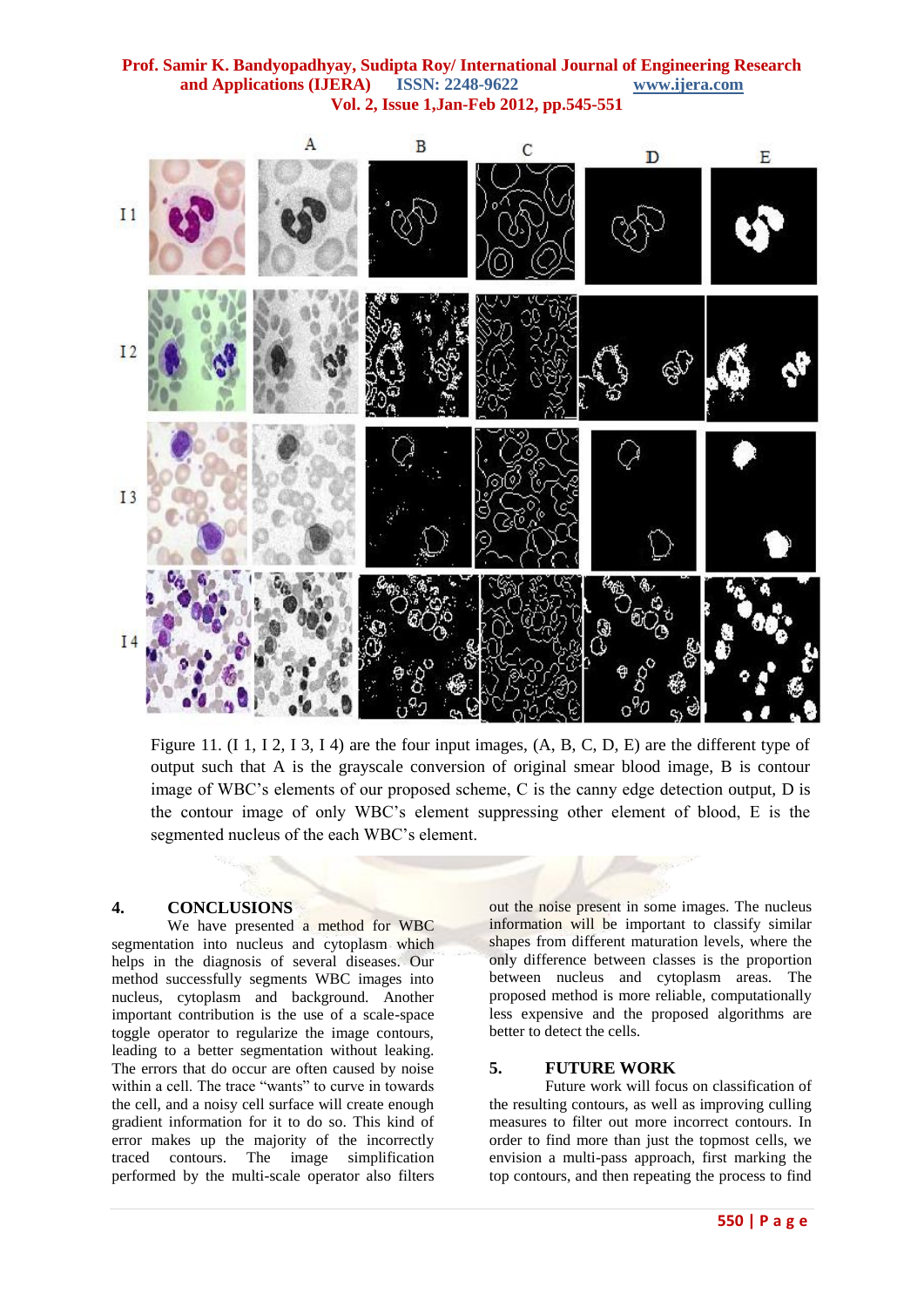Figure 11. (I 1, I 2, I 3, I 4) are the four input images, (A, B, C, D, E) are the different type of output such that A is the grayscale conversion of original smear blood image, B is contour image of WBC's elements of our proposed scheme, C is the canny edge detection output, D is the contour image of only WBC's element suppressing other element of blood, E is the segmented nucleus of the each WBC's element.

## 4. CONCLUSIONS

We have presented a method for WBC segmentation into nucleus and cytoplasm which helps in the diagnosis of several diseases. Our method successfully segments WBC images into nucleus, cytoplasm and background. Another important contribution is the use of a scale-space toggle operator to regularize the image contours, leading to a better segmentation without leaking. The errors that do occur are often caused by noise within a cell. The trace "wants" to curve in towards the cell, and a noisy cell surface will create enough gradient information for it to do so. This kind of error makes up the majority of the incorrectly traced contours. The image simplification performed by the multi-scale operator also filters out the noise present in some images. The nucleus information will be important to classify similar shapes from different maturation levels, where the only difference between classes is the proportion between nucleus and cytoplasm areas. The proposed method is more reliable, computationally less expensive and the proposed algorithms are better to detect the cells.

## 5. FUTURE WORK

Future work will focus on classification of the resulting contours, as well as improving culling measures to filter out more incorrect contours. In order to find more than just the topmost cells, we envision a multi-pass approach, first marking the top contours, and then repeating the process to find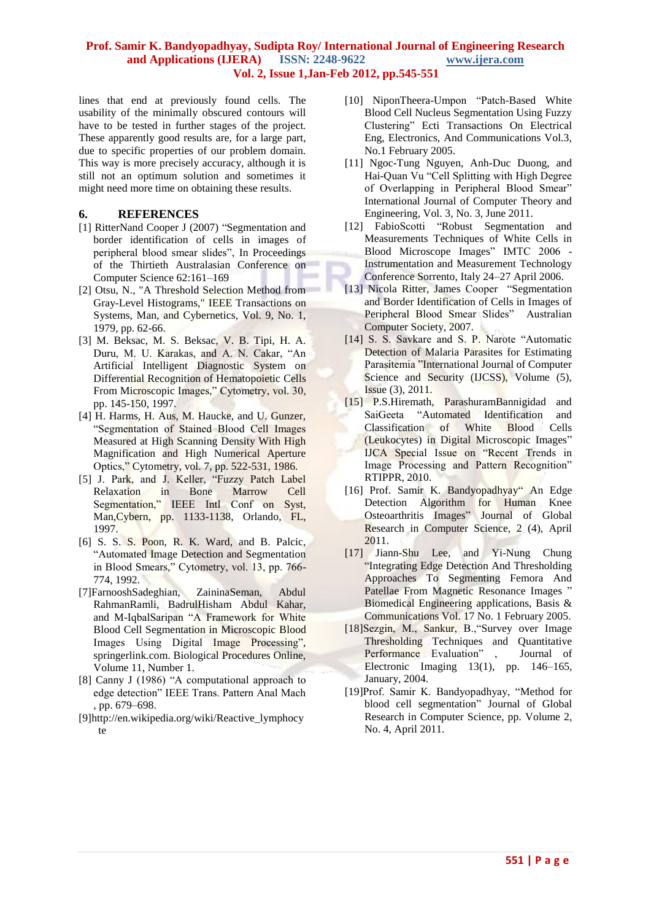lines that end at previously found cells. The usability of the minimally obscured contours will have to be tested in further stages of the project. These apparently good results are, for a large part, due to specific properties of our problem domain. This way is more precisely accuracy, although it is still not an optimum solution and sometimes it might need more time on obtaining these results.

## 6. REFERENCES

[1] RitterNand Cooper J (2007) "Segmentation and border identification of cells in images of peripheral blood smear slides", In Proceedings of the Thirtieth Australasian Conference on Computer Science 62:161–169

[2] Otsu, N., "A Threshold Selection Method from Gray-Level Histograms," IEEE Transactions on Systems, Man, and Cybernetics, Vol. 9, No. 1, 1979, pp. 62-66.

[3] M. Beksac, M. S. Beksac, V. B. Tipi, H. A. Duru, M. U. Karakas, and A. N. Cakar, "An Artificial Intelligent Diagnostic System on Differential Recognition of Hematopoietic Cells From Microscopic Images," Cytometry, vol. 30, pp. 145-150, 1997.

[4] H. Harms, H. Aus, M. Haucke, and U. Gunzer, "Segmentation of Stained Blood Cell Images Measured at High Scanning Density With High Magnification and High Numerical Aperture Optics," Cytometry, vol. 7, pp. 522-531, 1986.

[5] J. Park, and J. Keller, "Fuzzy Patch Label Relaxation in Bone Marrow Cell Segmentation," IEEE Intl Conf on Syst, Man,Cybern, pp. 1133-1138, Orlando, FL, 1997.

[6] S. S. S. Poon, R. K. Ward, and B. Palcic, "Automated Image Detection and Segmentation in Blood Smears," Cytometry, vol. 13, pp. 766-774, 1992.

[7]FarnooshSadeghian, ZaininaSeman, Abdul RahmanRamli, BadrulHisham Abdul Kahar, and M-IqbalSaripan "A Framework for White Blood Cell Segmentation in Microscopic Blood Images Using Digital Image Processing", springerlink.com. Biological Procedures Online, Volume 11, Number 1.

[8] Canny J (1986) "A computational approach to edge detection" IEEE Trans. Pattern Anal Mach , pp. 679–698.

[9]http://en.wikipedia.org/wiki/Reactive_lymphocyte

[10] NiponTheera-Umpon "Patch-Based White Blood Cell Nucleus Segmentation Using Fuzzy Clustering" Ecti Transactions On Electrical Eng, Electronics, And Communications Vol.3, No.1 February 2005.

[11] Ngoc-Tung Nguyen, Anh-Duc Duong, and Hai-Quan Vu "Cell Splitting with High Degree of Overlapping in Peripheral Blood Smear" International Journal of Computer Theory and Engineering, Vol. 3, No. 3, June 2011.

[12] FabioScotti "Robust Segmentation and Measurements Techniques of White Cells in Blood Microscope Images" IMTC 2006 - Instrumentation and Measurement Technology Conference Sorrento, Italy 24–27 April 2006.

[13] Nicola Ritter, James Cooper "Segmentation and Border Identification of Cells in Images of Peripheral Blood Smear Slides" Australian Computer Society, 2007.

[14] S. S. Savkare and S. P. Narote "Automatic Detection of Malaria Parasites for Estimating Parasitemia "International Journal of Computer Science and Security (IJCSS), Volume (5), Issue (3), 2011.

[15] P.S.Hiremath, ParashuramBannigidad and SaiGeeta "Automated Identification and Classification of White Blood Cells (Leukocytes) in Digital Microscopic Images" IJCA Special Issue on "Recent Trends in Image Processing and Pattern Recognition" RTIPPR, 2010.

[16] Prof. Samir K. Bandyopadhyay" An Edge Detection Algorithm for Human Knee Osteoarthritis Images" Journal of Global Research in Computer Science, 2 (4), April 2011.

[17] Jiann-Shu Lee, and Yi-Nung Chung "Integrating Edge Detection And Thresholding Approaches To Segmenting Femora And Patellae From Magnetic Resonance Images " Biomedical Engineering applications, Basis & Communications Vol. 17 No. 1 February 2005.

[18]Sezgin, M., Sankur, B.,"Survey over Image Thresholding Techniques and Quantitative Performance Evaluation" , Journal of Electronic Imaging 13(1), pp. 146–165, January, 2004.

[19]Prof. Samir K. Bandyopadhyay, "Method for blood cell segmentation" Journal of Global Research in Computer Science, pp. Volume 2, No. 4, April 2011.